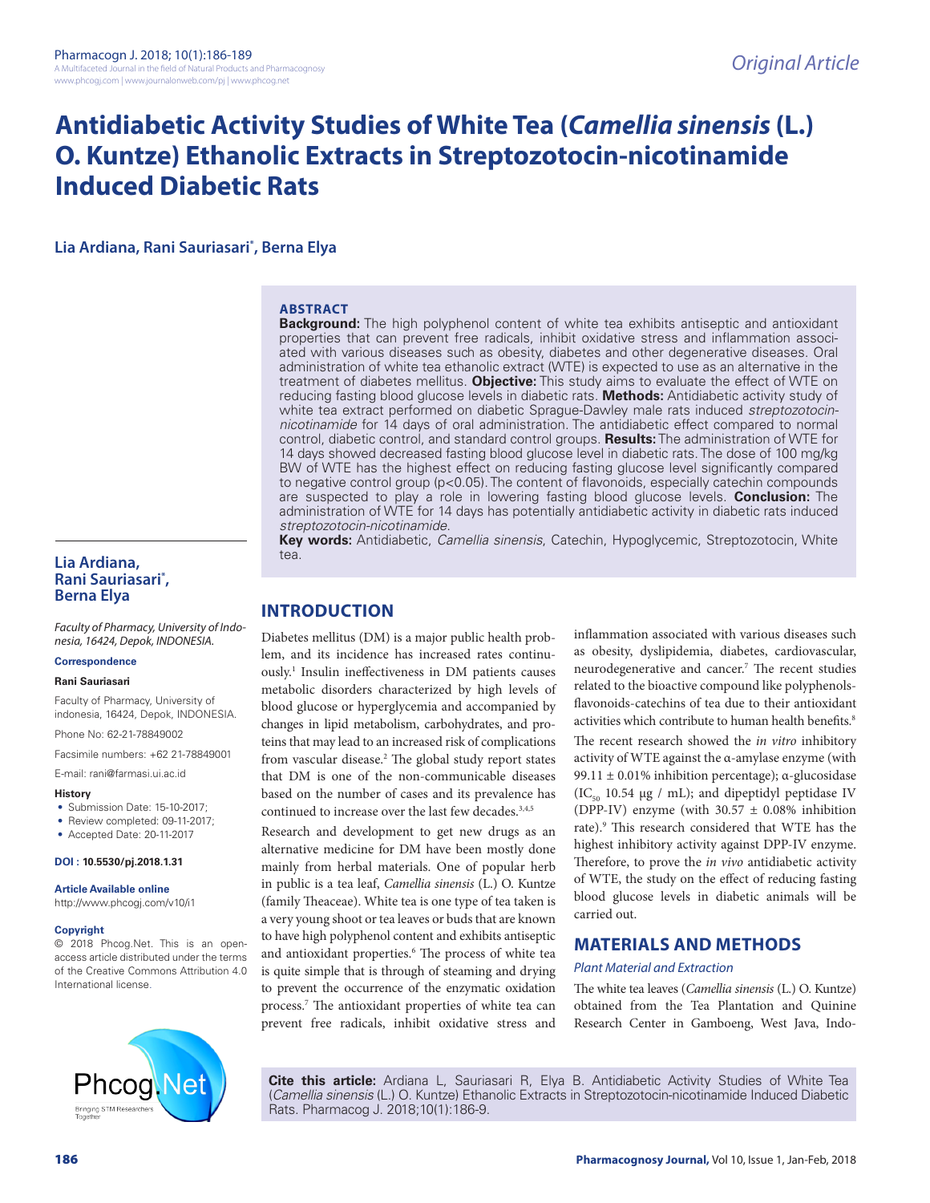# Antidiabetic Activity Studies of White Tea (*Camellia sinensis* (L.) O. Kuntze) Ethanolic Extracts in Streptozotocin-nicotinamide Induced Diabetic Rats

**Lia Ardiana, Rani Sauriasari*, Berna Elya**

## ABSTRACT

**Background:** The high polyphenol content of white tea exhibits antiseptic and antioxidant properties that can prevent free radicals, inhibit oxidative stress and inflammation associated with various diseases such as obesity, diabetes and other degenerative diseases. Oral administration of white tea ethanolic extract (WTE) is expected to use as an alternative in the treatment of diabetes mellitus. **Objective:** This study aims to evaluate the effect of WTE on reducing fasting blood glucose levels in diabetic rats. **Methods:** Antidiabetic activity study of white tea extract performed on diabetic Sprague-Dawley male rats induced *streptozotocin-nicotinamide* for 14 days of oral administration. The antidiabetic effect compared to normal control, diabetic control, and standard control groups. **Results:** The administration of WTE for 14 days showed decreased fasting blood glucose level in diabetic rats. The dose of 100 mg/kg BW of WTE has the highest effect on reducing fasting glucose level significantly compared to negative control group ($p<0.05$). The content of flavonoids, especially catechin compounds are suspected to play a role in lowering fasting blood glucose levels. **Conclusion:** The administration of WTE for 14 days has potentially antidiabetic activity in diabetic rats induced *streptozotocin-nicotinamide*.

**Key words:** Antidiabetic, *Camellia sinensis*, Catechin, Hypoglycemic, Streptozotocin, White tea.

**Lia Ardiana, Rani Sauriasari*, Berna Elya**

*Faculty of Pharmacy, University of Indonesia, 16424, Depok, INDONESIA.*

**Correspondence**

**Rani Sauriasari**

Faculty of Pharmacy, University of indonesia, 16424, Depok, INDONESIA.

Phone No: 62-21-78849002

Facsimile numbers: +62 21-78849001

E-mail: rani@farmasi.ui.ac.id

**History**

- Submission Date: 15-10-2017;
- Review completed: 09-11-2017;
- Accepted Date: 20-11-2017

**DOI : 10.5530/pj.2018.1.31**

**Article Available online**

http://www.phcogj.com/v10/i1

**Copyright**

© 2018 Phcog.Net. This is an open-access article distributed under the terms of the Creative Commons Attribution 4.0 International license.

## INTRODUCTION

Diabetes mellitus (DM) is a major public health problem, and its incidence has increased rates continuously.[1] Insulin ineffectiveness in DM patients causes metabolic disorders characterized by high levels of blood glucose or hyperglycemia and accompanied by changes in lipid metabolism, carbohydrates, and proteins that may lead to an increased risk of complications from vascular disease.[2] The global study report states that DM is one of the non-communicable diseases based on the number of cases and its prevalence has continued to increase over the last few decades.[3,4,5]

Research and development to get new drugs as an alternative medicine for DM have been mostly done mainly from herbal materials. One of popular herb in public is a tea leaf, *Camellia sinensis* (L.) O. Kuntze (family Theaceae). White tea is one type of tea taken is a very young shoot or tea leaves or buds that are known to have high polyphenol content and exhibits antiseptic and antioxidant properties.[6] The process of white tea is quite simple that is through of steaming and drying to prevent the occurrence of the enzymatic oxidation process.[7] The antioxidant properties of white tea can prevent free radicals, inhibit oxidative stress and inflammation associated with various diseases such as obesity, dyslipidemia, diabetes, cardiovascular, neurodegenerative and cancer.[7] The recent studies related to the bioactive compound like polyphenols-flavonoids-catechins of tea due to their antioxidant activities which contribute to human health benefits.[8]

The recent research showed the *in vitro* inhibitory activity of WTE against the α-amylase enzyme (with 99.11 ± 0.01% inhibition percentage); α-glucosidase ($IC_{50}$ 10.54 µg / mL); and dipeptidyl peptidase IV (DPP-IV) enzyme (with 30.57 ± 0.08% inhibition rate).[9] This research considered that WTE has the highest inhibitory activity against DPP-IV enzyme. Therefore, to prove the *in vivo* antidiabetic activity of WTE, the study on the effect of reducing fasting blood glucose levels in diabetic animals will be carried out.

## MATERIALS AND METHODS

### *Plant Material and Extraction*

The white tea leaves (*Camellia sinensis* (L.) O. Kuntze) obtained from the Tea Plantation and Quinine Research Center in Gamboeng, West Java, Indo-

**Cite this article:** Ardiana L, Sauriasari R, Elya B. Antidiabetic Activity Studies of White Tea (*Camellia sinensis* (L.) O. Kuntze) Ethanolic Extracts in Streptozotocin-nicotinamide Induced Diabetic Rats. Pharmacog J. 2018;10(1):186-9.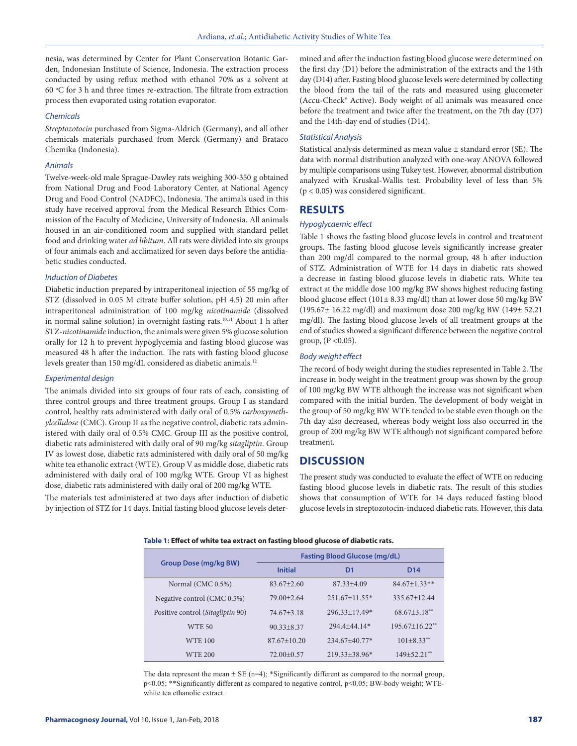nesia, was determined by Center for Plant Conservation Botanic Garden, Indonesian Institute of Science, Indonesia. The extraction process conducted by using reflux method with ethanol 70% as a solvent at 60 ºC for 3 h and three times re-extraction. The filtrate from extraction process then evaporated using rotation evaporator.

### Chemicals

*Streptozotocin* purchased from Sigma-Aldrich (Germany), and all other chemicals materials purchased from Merck (Germany) and Brataco Chemika (Indonesia).

### Animals

Twelve-week-old male Sprague-Dawley rats weighing 300-350 g obtained from National Drug and Food Laboratory Center, at National Agency Drug and Food Control (NADFC), Indonesia. The animals used in this study have received approval from the Medical Research Ethics Commission of the Faculty of Medicine, University of Indonesia. All animals housed in an air-conditioned room and supplied with standard pellet food and drinking water *ad libitum*. All rats were divided into six groups of four animals each and acclimatized for seven days before the antidiabetic studies conducted.

### Induction of Diabetes

Diabetic induction prepared by intraperitoneal injection of 55 mg/kg of STZ (dissolved in 0.05 M citrate buffer solution, pH 4.5) 20 min after intraperitoneal administration of 100 mg/kg *nicotinamide* (dissolved in normal saline solution) in overnight fasting rats.[10,11] About 1 h after STZ-*nicotinamide* induction, the animals were given 5% glucose solution orally for 12 h to prevent hypoglycemia and fasting blood glucose was measured 48 h after the induction. The rats with fasting blood glucose levels greater than 150 mg/dL considered as diabetic animals.[12]

### Experimental design

The animals divided into six groups of four rats of each, consisting of three control groups and three treatment groups. Group I as standard control, healthy rats administered with daily oral of 0.5% *carboxymethylcellulose* (CMC). Group II as the negative control, diabetic rats administered with daily oral of 0.5% CMC. Group III as the positive control, diabetic rats administered with daily oral of 90 mg/kg *sitagliptin*. Group IV as lowest dose, diabetic rats administered with daily oral of 50 mg/kg white tea ethanolic extract (WTE). Group V as middle dose, diabetic rats administered with daily oral of 100 mg/kg WTE. Group VI as highest dose, diabetic rats administered with daily oral of 200 mg/kg WTE.

The materials test administered at two days after induction of diabetic by injection of STZ for 14 days. Initial fasting blood glucose levels determined and after the induction fasting blood glucose were determined on the first day (D1) before the administration of the extracts and the 14th day (D14) after. Fasting blood glucose levels were determined by collecting the blood from the tail of the rats and measured using glucometer (Accu-Check® Active). Body weight of all animals was measured once before the treatment and twice after the treatment, on the 7th day (D7) and the 14th-day end of studies (D14).

### Statistical Analysis

Statistical analysis determined as mean value ± standard error (SE). The data with normal distribution analyzed with one-way ANOVA followed by multiple comparisons using Tukey test. However, abnormal distribution analyzed with Kruskal-Wallis test. Probability level of less than 5% ($p < 0.05$) was considered significant.

## RESULTS

### Hypoglycaemic effect

Table 1 shows the fasting blood glucose levels in control and treatment groups. The fasting blood glucose levels significantly increase greater than 200 mg/dl compared to the normal group, 48 h after induction of STZ. Administration of WTE for 14 days in diabetic rats showed a decrease in fasting blood glucose levels in diabetic rats. White tea extract at the middle dose 100 mg/kg BW shows highest reducing fasting blood glucose effect (101± 8.33 mg/dl) than at lower dose 50 mg/kg BW (195.67± 16.22 mg/dl) and maximum dose 200 mg/kg BW (149± 52.21 mg/dl). The fasting blood glucose levels of all treatment groups at the end of studies showed a significant difference between the negative control group, ($P < 0.05$).

### Body weight effect

The record of body weight during the studies represented in Table 2. The increase in body weight in the treatment group was shown by the group of 100 mg/kg BW WTE although the increase was not significant when compared with the initial burden. The development of body weight in the group of 50 mg/kg BW WTE tended to be stable even though on the 7th day also decreased, whereas body weight loss also occurred in the group of 200 mg/kg BW WTE although not significant compared before treatment.

## DISCUSSION

The present study was conducted to evaluate the effect of WTE on reducing fasting blood glucose levels in diabetic rats. The result of this studies shows that consumption of WTE for 14 days reduced fasting blood glucose levels in streptozotocin-induced diabetic rats. However, this data

**Table 1: Effect of white tea extract on fasting blood glucose of diabetic rats.**

| Group Dose (mg/kg BW) | Fasting Blood Glucose (mg/dL) | | |
|---|---|---|---|
| | Initial | D1 | D14 |
| Normal (CMC 0.5%) | 83.67±2.60 | 87.33±4.09 | 84.67±1.33** |
| Negative control (CMC 0.5%) | 79.00±2.64 | 251.67±11.55* | 335.67±12.44 |
| Positive control (*Sitagliptin* 90) | 74.67±3.18 | 296.33±17.49* | 68.67±3.18** |
| WTE 50 | 90.33±8.37 | 294.4±44.14* | 195.67±16.22** |
| WTE 100 | 87.67±10.20 | 234.67±40.77* | 101±8.33** |
| WTE 200 | 72.00±0.57 | 219.33±38.96* | 149±52.21** |

The data represent the mean ± SE (n=4); *Significantly different as compared to the normal group, $p<0.05$; **Significantly different as compared to negative control, $p<0.05$; BW-body weight; WTE-white tea ethanolic extract.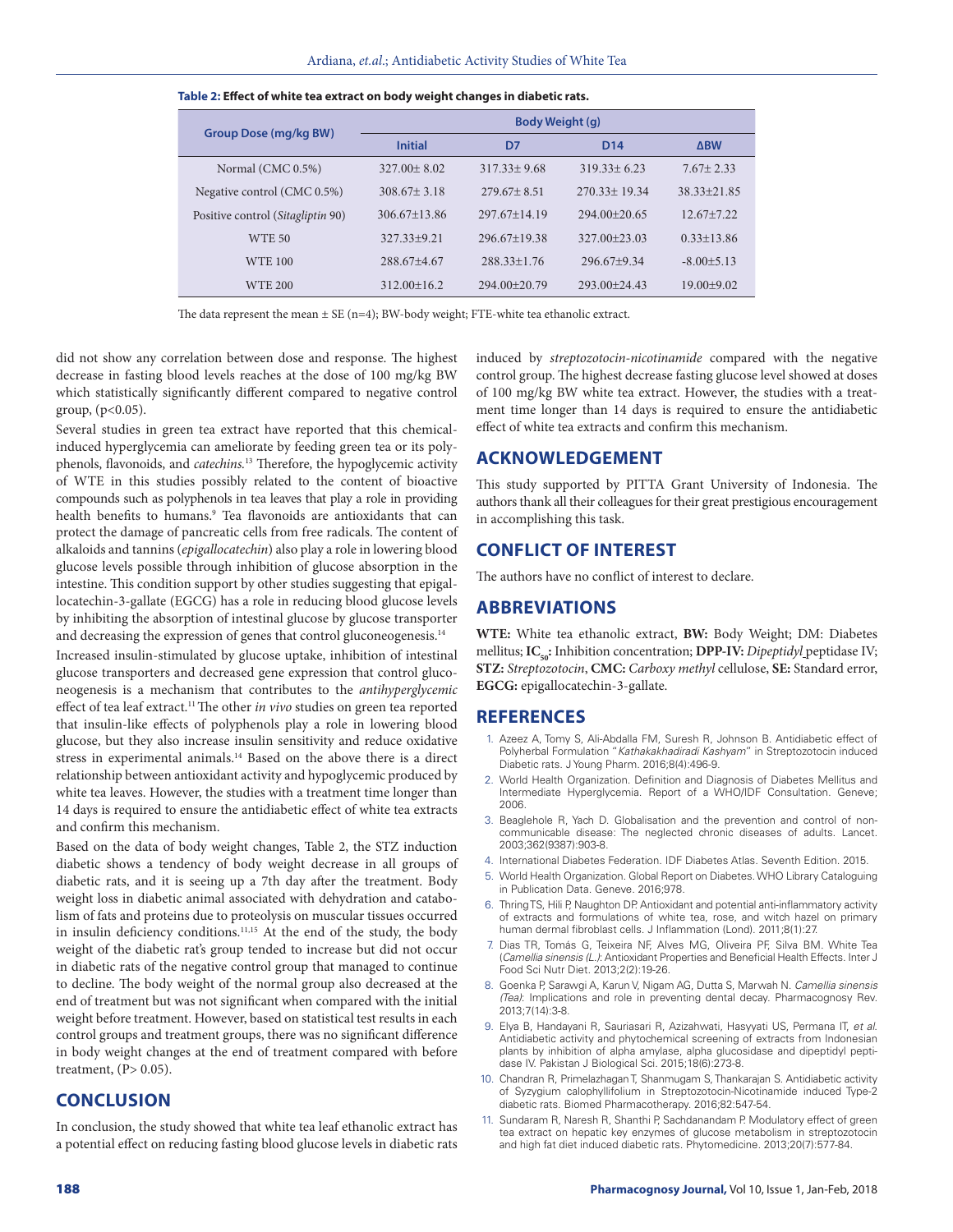**Table 2: Effect of white tea extract on body weight changes in diabetic rats.**

| Group Dose (mg/kg BW) | Body Weight (g) | | | |
|---|---|---|---|---|
| | Initial | D7 | D14 | ΔBW |
| Normal (CMC 0.5%) | 327.00± 8.02 | 317.33± 9.68 | 319.33± 6.23 | 7.67± 2.33 |
| Negative control (CMC 0.5%) | 308.67± 3.18 | 279.67± 8.51 | 270.33± 19.34 | 38.33±21.85 |
| Positive control (*Sitagliptin* 90) | 306.67±13.86 | 297.67±14.19 | 294.00±20.65 | 12.67±7.22 |
| WTE 50 | 327.33±9.21 | 296.67±19.38 | 327.00±23.03 | 0.33±13.86 |
| WTE 100 | 288.67±4.67 | 288.33±1.76 | 296.67±9.34 | -8.00±5.13 |
| WTE 200 | 312.00±16.2 | 294.00±20.79 | 293.00±24.43 | 19.00±9.02 |

The data represent the mean ± SE (n=4); BW-body weight; FTE-white tea ethanolic extract.

did not show any correlation between dose and response. The highest decrease in fasting blood levels reaches at the dose of 100 mg/kg BW which statistically significantly different compared to negative control group, ($p<0.05$).

Several studies in green tea extract have reported that this chemical-induced hyperglycemia can ameliorate by feeding green tea or its polyphenols, flavonoids, and *catechins.*[13] Therefore, the hypoglycemic activity of WTE in this studies possibly related to the content of bioactive compounds such as polyphenols in tea leaves that play a role in providing health benefits to humans.[9] Tea flavonoids are antioxidants that can protect the damage of pancreatic cells from free radicals. The content of alkaloids and tannins (*epigallocatechin*) also play a role in lowering blood glucose levels possible through inhibition of glucose absorption in the intestine. This condition support by other studies suggesting that epigallocatechin-3-gallate (EGCG) has a role in reducing blood glucose levels by inhibiting the absorption of intestinal glucose by glucose transporter and decreasing the expression of genes that control gluconeogenesis.[14]

Increased insulin-stimulated by glucose uptake, inhibition of intestinal glucose transporters and decreased gene expression that control gluconeogenesis is a mechanism that contributes to the *antihyperglycemic* effect of tea leaf extract.[11] The other *in vivo* studies on green tea reported that insulin-like effects of polyphenols play a role in lowering blood glucose, but they also increase insulin sensitivity and reduce oxidative stress in experimental animals.[14] Based on the above there is a direct relationship between antioxidant activity and hypoglycemic produced by white tea leaves. However, the studies with a treatment time longer than 14 days is required to ensure the antidiabetic effect of white tea extracts and confirm this mechanism.

Based on the data of body weight changes, Table 2, the STZ induction diabetic shows a tendency of body weight decrease in all groups of diabetic rats, and it is seeing up a 7th day after the treatment. Body weight loss in diabetic animal associated with dehydration and catabolism of fats and proteins due to proteolysis on muscular tissues occurred in insulin deficiency conditions.[11,15] At the end of the study, the body weight of the diabetic rat's group tended to increase but did not occur in diabetic rats of the negative control group that managed to continue to decline. The body weight of the normal group also decreased at the end of treatment but was not significant when compared with the initial weight before treatment. However, based on statistical test results in each control groups and treatment groups, there was no significant difference in body weight changes at the end of treatment compared with before treatment, ($P> 0.05$).

## CONCLUSION

In conclusion, the study showed that white tea leaf ethanolic extract has a potential effect on reducing fasting blood glucose levels in diabetic rats induced by *streptozotocin-nicotinamide* compared with the negative control group. The highest decrease fasting glucose level showed at doses of 100 mg/kg BW white tea extract. However, the studies with a treatment time longer than 14 days is required to ensure the antidiabetic effect of white tea extracts and confirm this mechanism.

## ACKNOWLEDGEMENT

This study supported by PITTA Grant University of Indonesia. The authors thank all their colleagues for their great prestigious encouragement in accomplishing this task.

## CONFLICT OF INTEREST

The authors have no conflict of interest to declare.

## ABBREVIATIONS

**WTE:** White tea ethanolic extract, **BW:** Body Weight; DM: Diabetes mellitus; **$IC_{50}$:** Inhibition concentration; **DPP-IV:** *Dipeptidyl* peptidase IV; **STZ:** *Streptozotocin*, **CMC:** *Carboxy methyl* cellulose, **SE:** Standard error, **EGCG:** epigallocatechin-3-gallate.

## REFERENCES

1. Azeez A, Tomy S, Ali-Abdalla FM, Suresh R, Johnson B. Antidiabetic effect of Polyherbal Formulation "*Kathakakhadiradi Kashyam*" in Streptozotocin induced Diabetic rats. J Young Pharm. 2016;8(4):496-9.
2. World Health Organization. Definition and Diagnosis of Diabetes Mellitus and Intermediate Hyperglycemia. Report of a WHO/IDF Consultation. Geneve; 2006.
3. Beaglehole R, Yach D. Globalisation and the prevention and control of non-communicable disease: The neglected chronic diseases of adults. Lancet. 2003;362(9387):903-8.
4. International Diabetes Federation. IDF Diabetes Atlas. Seventh Edition. 2015.
5. World Health Organization. Global Report on Diabetes. WHO Library Cataloguing in Publication Data. Geneve. 2016;978.
6. Thring TS, Hili P, Naughton DP. Antioxidant and potential anti-inflammatory activity of extracts and formulations of white tea, rose, and witch hazel on primary human dermal fibroblast cells. J Inflammation (Lond). 2011;8(1):27.
7. Dias TR, Tomás G, Teixeira NF, Alves MG, Oliveira PF, Silva BM. White Tea (*Camellia sinensis (L.)*: Antioxidant Properties and Beneficial Health Effects. Inter J Food Sci Nutr Diet. 2013;2(2):19-26.
8. Goenka P, Sarawgi A, Karun V, Nigam AG, Dutta S, Marwah N. *Camellia sinensis (Tea)*: Implications and role in preventing dental decay. Pharmacognosy Rev. 2013;7(14):3-8.
9. Elya B, Handayani R, Sauriasari R, Azizahwati, Hasyyati US, Permana IT, *et al.* Antidiabetic activity and phytochemical screening of extracts from Indonesian plants by inhibition of alpha amylase, alpha glucosidase and dipeptidyl peptidase IV. Pakistan J Biological Sci. 2015;18(6):273-8.
10. Chandran R, Primelazhagan T, Shanmugam S, Thankarajan S. Antidiabetic activity of Syzygium calophyllifolium in Streptozotocin-Nicotinamide induced Type-2 diabetic rats. Biomed Pharmacotherapy. 2016;82:547-54.
11. Sundaram R, Naresh R, Shanthi P, Sachdanandam P. Modulatory effect of green tea extract on hepatic key enzymes of glucose metabolism in streptozotocin and high fat diet induced diabetic rats. Phytomedicine. 2013;20(7):577-84.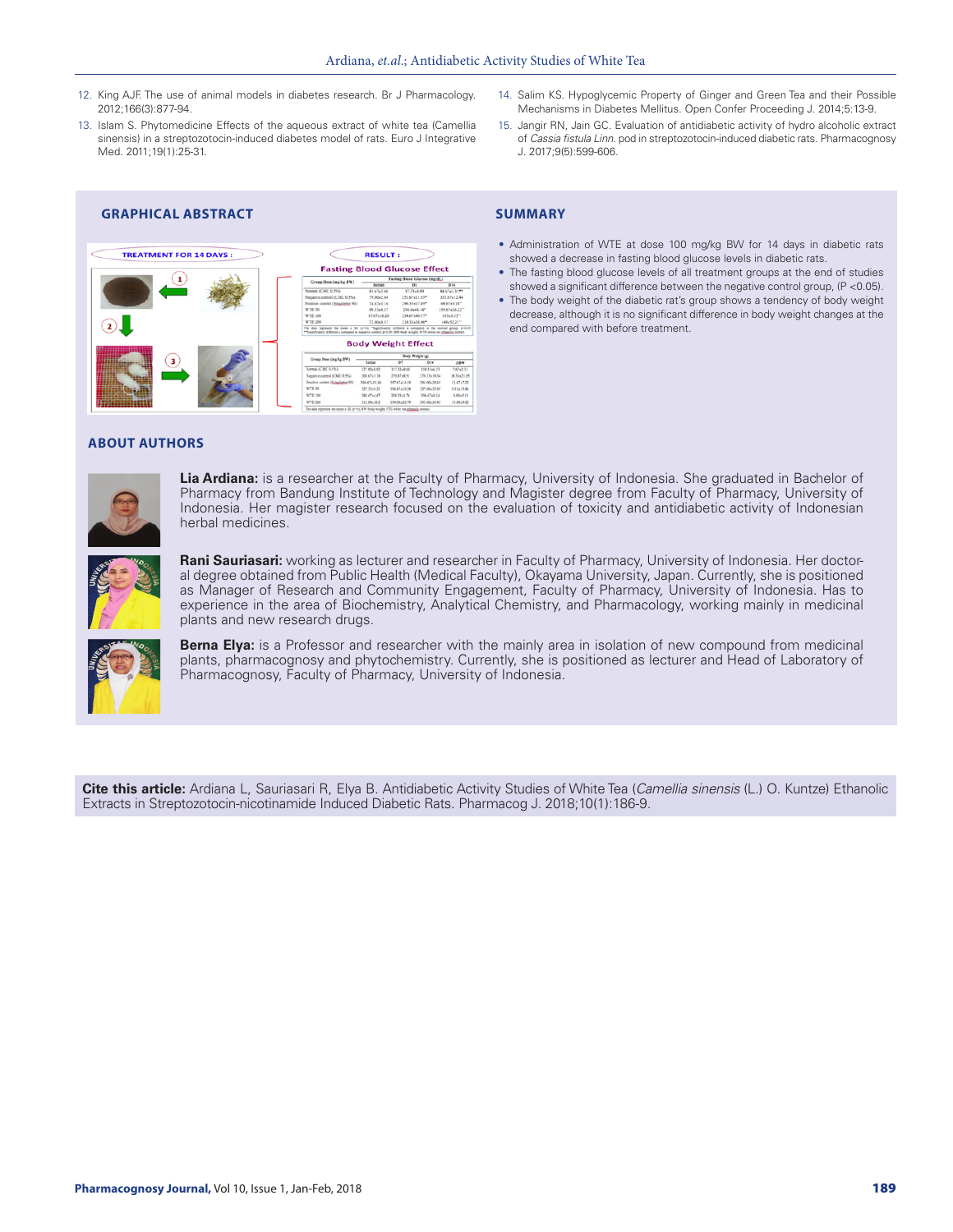12. King AJF. The use of animal models in diabetes research. Br J Pharmacology. 2012;166(3):877-94.
13. Islam S. Phytomedicine Effects of the aqueous extract of white tea (Camellia sinensis) in a streptozotocin-induced diabetes model of rats. Euro J Integrative Med. 2011;19(1):25-31.
14. Salim KS. Hypoglycemic Property of Ginger and Green Tea and their Possible Mechanisms in Diabetes Mellitus. Open Confer Proceeding J. 2014;5:13-9.
15. Jangir RN, Jain GC. Evaluation of antidiabetic activity of hydro alcoholic extract of *Cassia fistula Linn.* pod in streptozotocin-induced diabetic rats. Pharmacognosy J. 2017;9(5):599-606.

## GRAPHICAL ABSTRACT

TREATMENT FOR 14 DAYS :

RESULT :

Fasting Blood Glucose Effect

Body Weight Effect

## SUMMARY

- Administration of WTE at dose 100 mg/kg BW for 14 days in diabetic rats showed a decrease in fasting blood glucose levels in diabetic rats.
- The fasting blood glucose levels of all treatment groups at the end of studies showed a significant difference between the negative control group, (P <0.05).
- The body weight of the diabetic rat's group shows a tendency of body weight decrease, although it is no significant difference in body weight changes at the end compared with before treatment.

## ABOUT AUTHORS

**Lia Ardiana:** is a researcher at the Faculty of Pharmacy, University of Indonesia. She graduated in Bachelor of Pharmacy from Bandung Institute of Technology and Magister degree from Faculty of Pharmacy, University of Indonesia. Her magister research focused on the evaluation of toxicity and antidiabetic activity of Indonesian herbal medicines.

**Rani Sauriasari:** working as lecturer and researcher in Faculty of Pharmacy, University of Indonesia. Her doctoral degree obtained from Public Health (Medical Faculty), Okayama University, Japan. Currently, she is positioned as Manager of Research and Community Engagement, Faculty of Pharmacy, University of Indonesia. Has to experience in the area of Biochemistry, Analytical Chemistry, and Pharmacology, working mainly in medicinal plants and new research drugs.

**Berna Elya:** is a Professor and researcher with the mainly area in isolation of new compound from medicinal plants, pharmacognosy and phytochemistry. Currently, she is positioned as lecturer and Head of Laboratory of Pharmacognosy, Faculty of Pharmacy, University of Indonesia.

**Cite this article:** Ardiana L, Sauriasari R, Elya B. Antidiabetic Activity Studies of White Tea (*Camellia sinensis* (L.) O. Kuntze) Ethanolic Extracts in Streptozotocin-nicotinamide Induced Diabetic Rats. Pharmacog J. 2018;10(1):186-9.